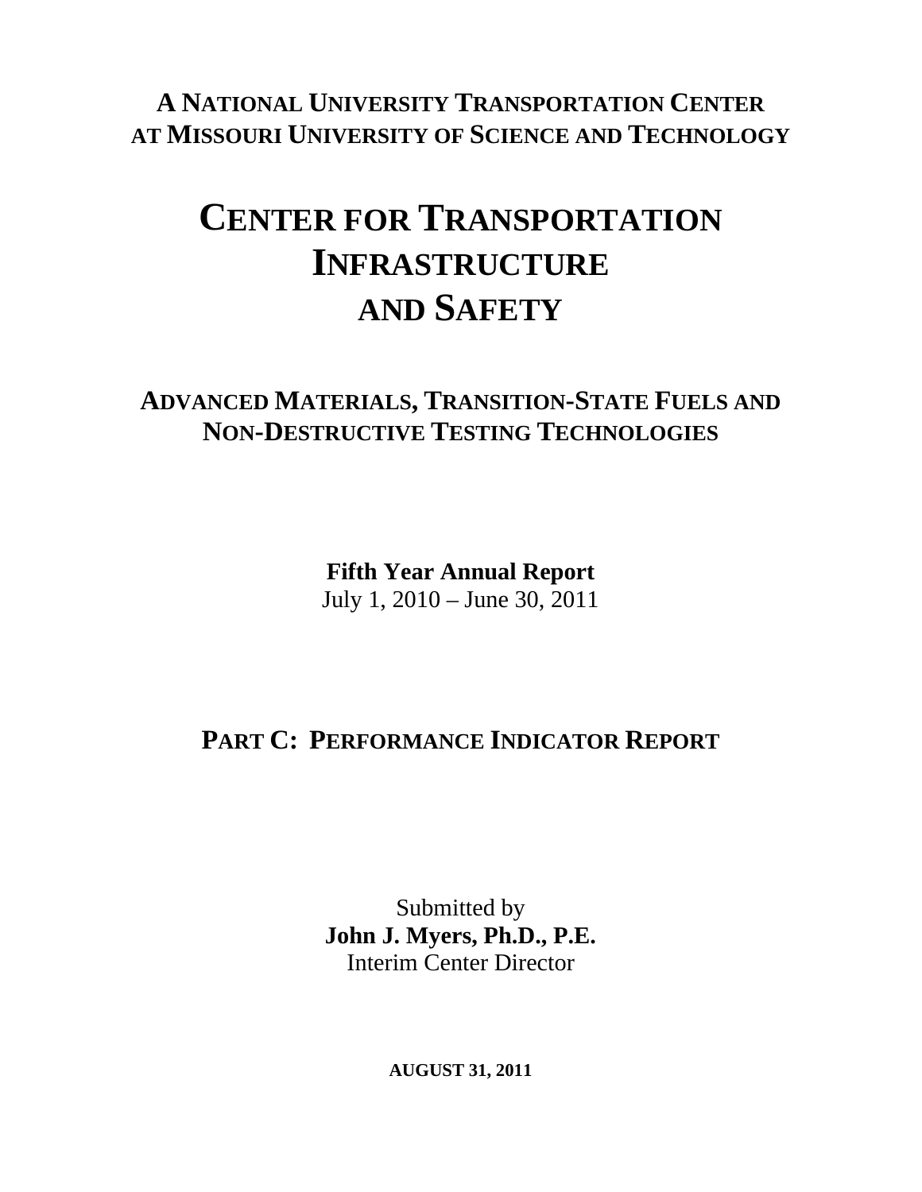**A NATIONAL UNIVERSITY TRANSPORTATION CENTER**
**AT MISSOURI UNIVERSITY OF SCIENCE AND TECHNOLOGY**

# CENTER FOR TRANSPORTATION INFRASTRUCTURE AND SAFETY

## ADVANCED MATERIALS, TRANSITION-STATE FUELS AND NON-DESTRUCTIVE TESTING TECHNOLOGIES

**Fifth Year Annual Report**
July 1, 2010 – June 30, 2011

## PART C: PERFORMANCE INDICATOR REPORT

Submitted by
**John J. Myers, Ph.D., P.E.**
Interim Center Director

**AUGUST 31, 2011**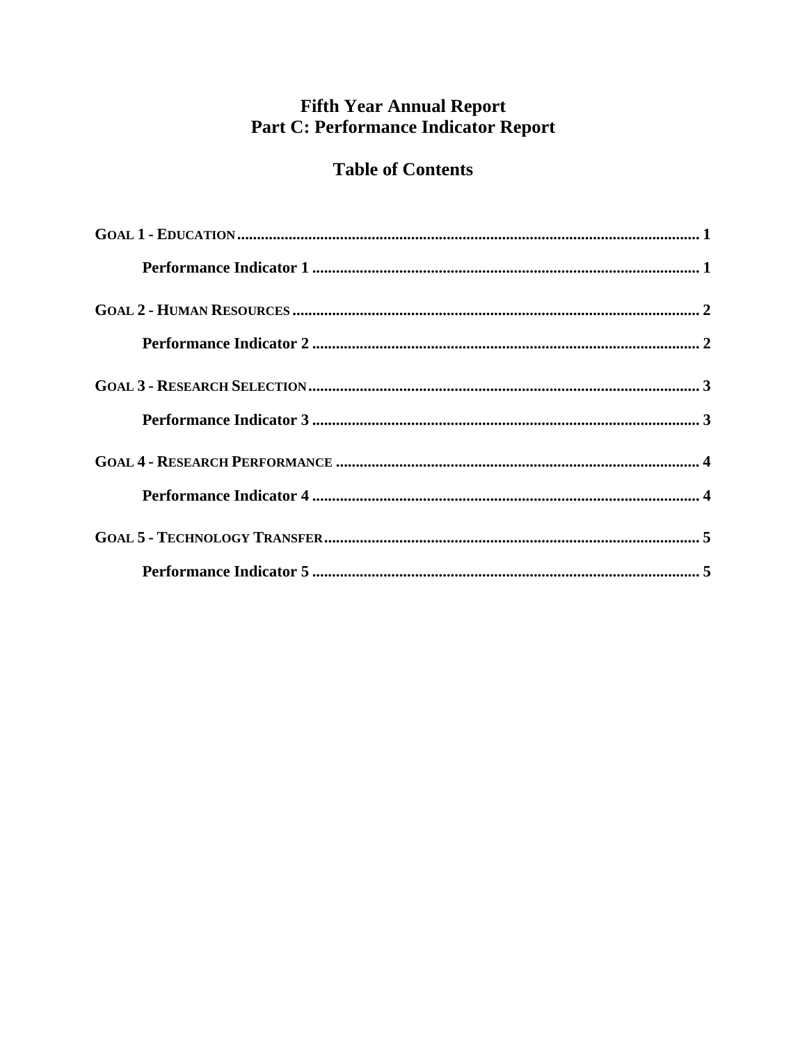# Fifth Year Annual Report
# Part C: Performance Indicator Report

## Table of Contents

**GOAL 1 - EDUCATION** ........................................................................ 1

  **Performance Indicator 1** ........................................................................ 1

**GOAL 2 - HUMAN RESOURCES** ........................................................................ 2

  **Performance Indicator 2** ........................................................................ 2

**GOAL 3 - RESEARCH SELECTION** ........................................................................ 3

  **Performance Indicator 3** ........................................................................ 3

**GOAL 4 - RESEARCH PERFORMANCE** ........................................................................ 4

  **Performance Indicator 4** ........................................................................ 4

**GOAL 5 - TECHNOLOGY TRANSFER** ........................................................................ 5

  **Performance Indicator 5** ........................................................................ 5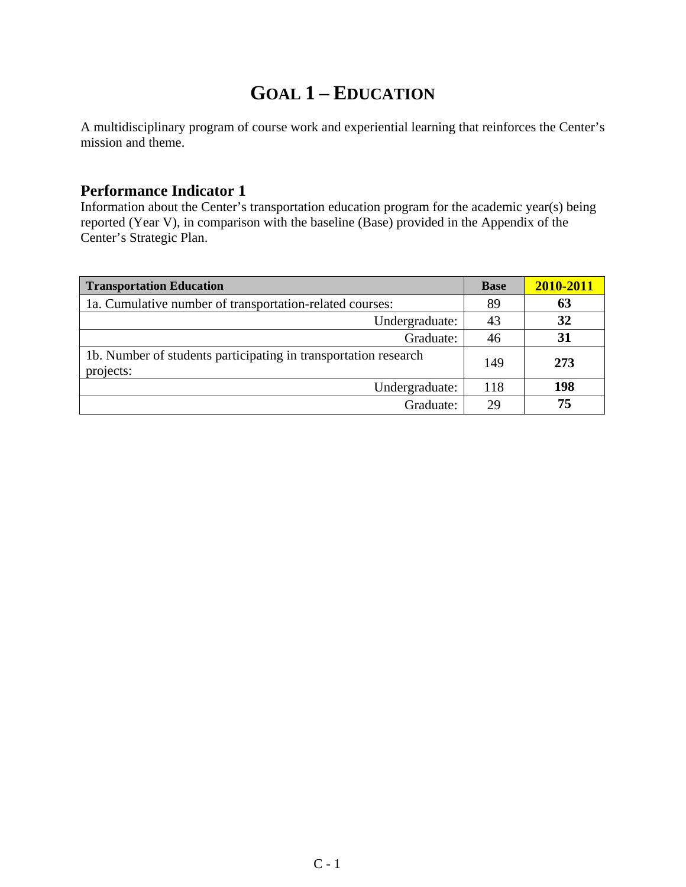# GOAL 1 – EDUCATION

A multidisciplinary program of course work and experiential learning that reinforces the Center's mission and theme.

## Performance Indicator 1

Information about the Center's transportation education program for the academic year(s) being reported (Year V), in comparison with the baseline (Base) provided in the Appendix of the Center's Strategic Plan.

| Transportation Education | Base | 2010-2011 |
|---|---|---|
| 1a. Cumulative number of transportation-related courses: | 89 | **63** |
| Undergraduate: | 43 | **32** |
| Graduate: | 46 | **31** |
| 1b. Number of students participating in transportation research projects: | 149 | **273** |
| Undergraduate: | 118 | **198** |
| Graduate: | 29 | **75** |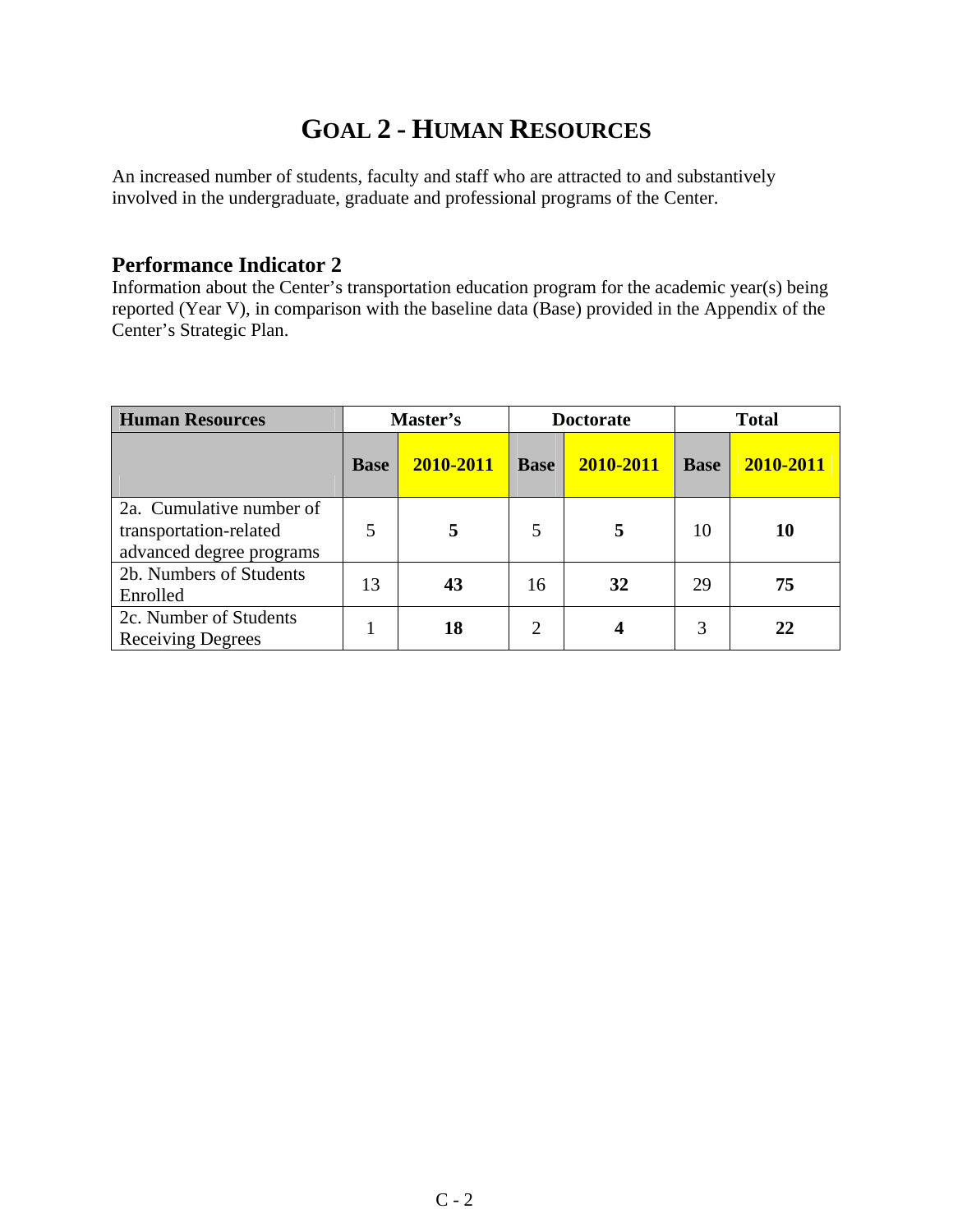# GOAL 2 - HUMAN RESOURCES

An increased number of students, faculty and staff who are attracted to and substantively involved in the undergraduate, graduate and professional programs of the Center.

## Performance Indicator 2

Information about the Center's transportation education program for the academic year(s) being reported (Year V), in comparison with the baseline data (Base) provided in the Appendix of the Center's Strategic Plan.

| Human Resources | Master's | | Doctorate | | Total | |
|---|---|---|---|---|---|---|
| | Base | 2010-2011 | Base | 2010-2011 | Base | 2010-2011 |
| 2a. Cumulative number of transportation-related advanced degree programs | 5 | **5** | 5 | **5** | 10 | **10** |
| 2b. Numbers of Students Enrolled | 13 | **43** | 16 | **32** | 29 | **75** |
| 2c. Number of Students Receiving Degrees | 1 | **18** | 2 | **4** | 3 | **22** |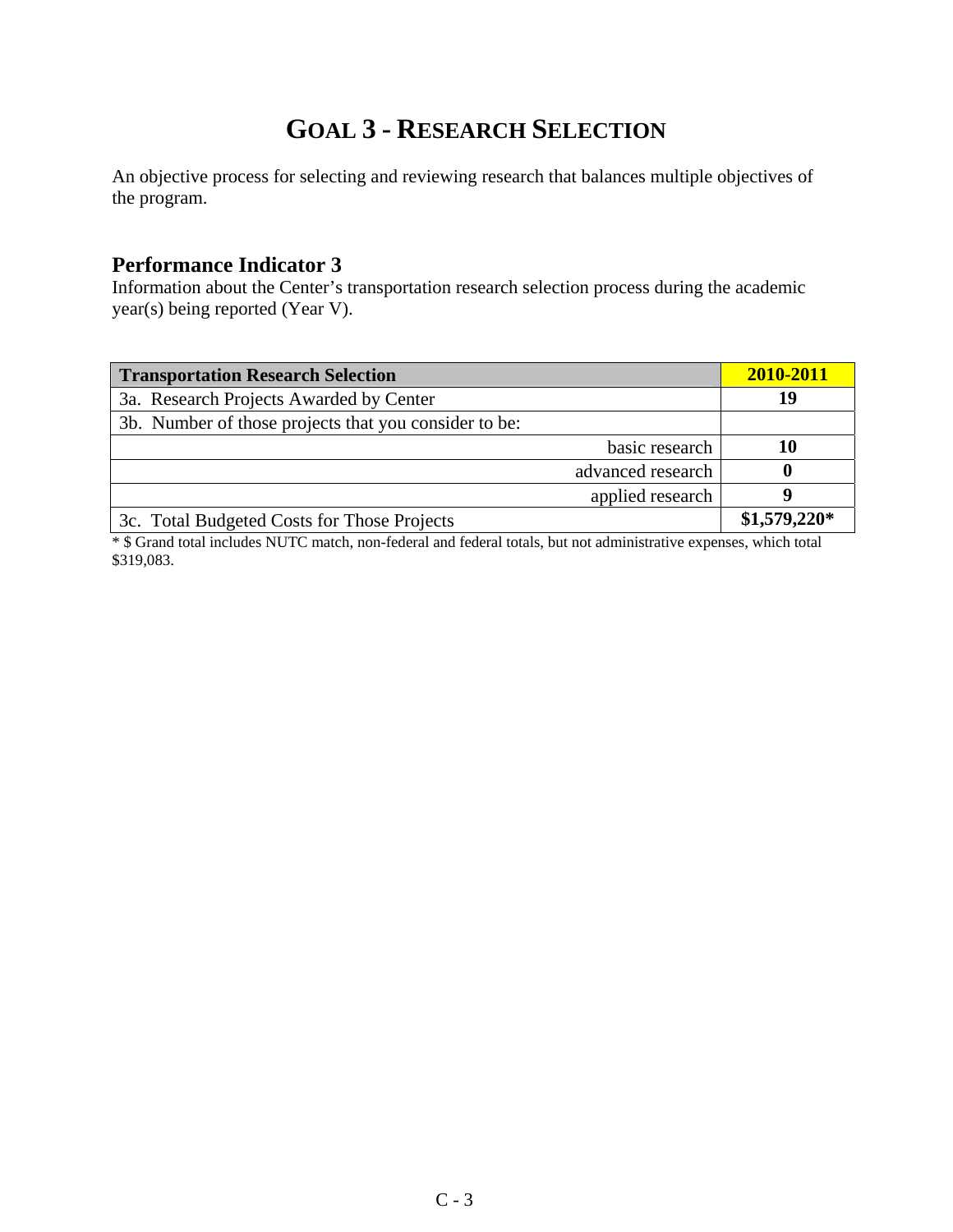# GOAL 3 - RESEARCH SELECTION

An objective process for selecting and reviewing research that balances multiple objectives of the program.

## Performance Indicator 3

Information about the Center's transportation research selection process during the academic year(s) being reported (Year V).

| Transportation Research Selection | 2010-2011 |
|---|---|
| 3a. Research Projects Awarded by Center | **19** |
| 3b. Number of those projects that you consider to be: | |
| basic research | **10** |
| advanced research | **0** |
| applied research | **9** |
| 3c. Total Budgeted Costs for Those Projects | **$1,579,220*** |

* $ Grand total includes NUTC match, non-federal and federal totals, but not administrative expenses, which total $319,083.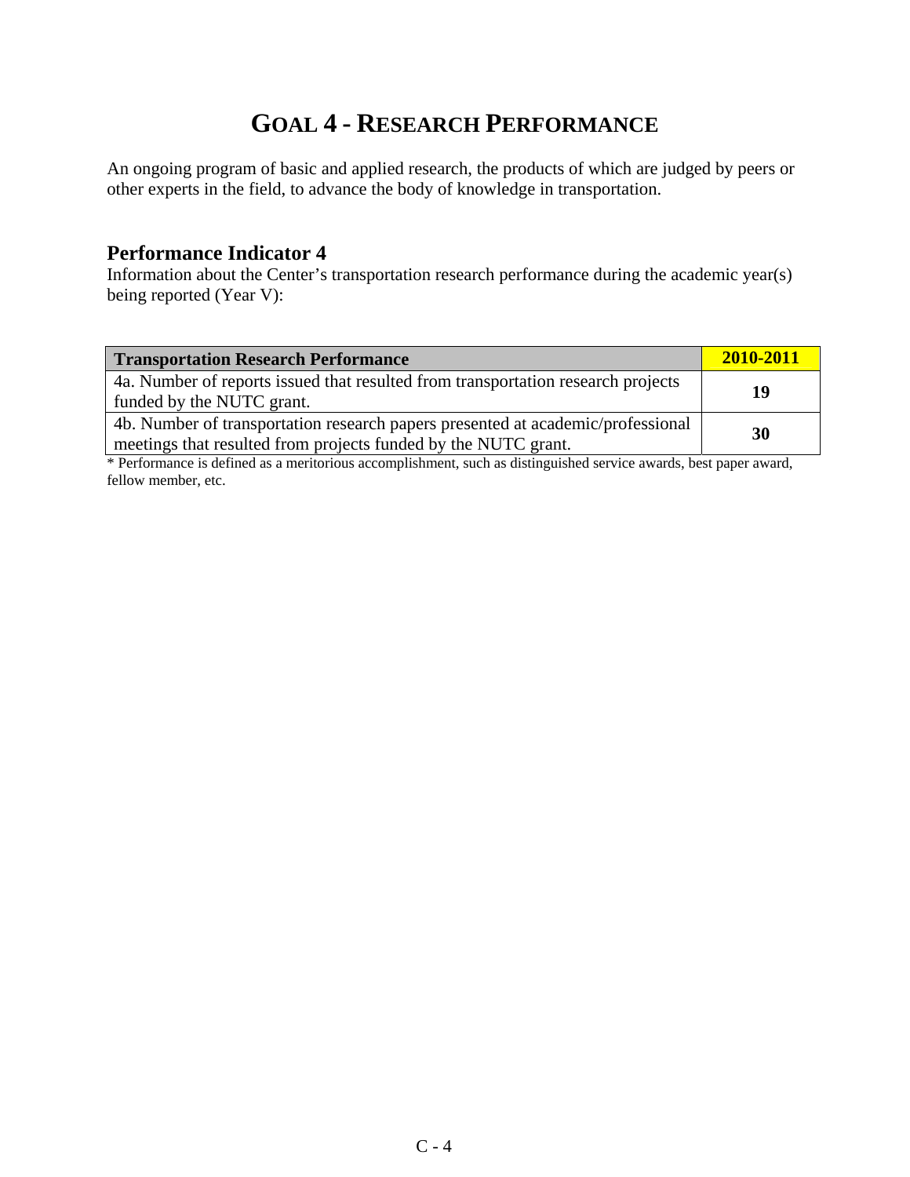# GOAL 4 - RESEARCH PERFORMANCE

An ongoing program of basic and applied research, the products of which are judged by peers or other experts in the field, to advance the body of knowledge in transportation.

### Performance Indicator 4

Information about the Center's transportation research performance during the academic year(s) being reported (Year V):

| **Transportation Research Performance** | **2010-2011** |
|---|---|
| 4a. Number of reports issued that resulted from transportation research projects funded by the NUTC grant. | **19** |
| 4b. Number of transportation research papers presented at academic/professional meetings that resulted from projects funded by the NUTC grant. | **30** |

* Performance is defined as a meritorious accomplishment, such as distinguished service awards, best paper award, fellow member, etc.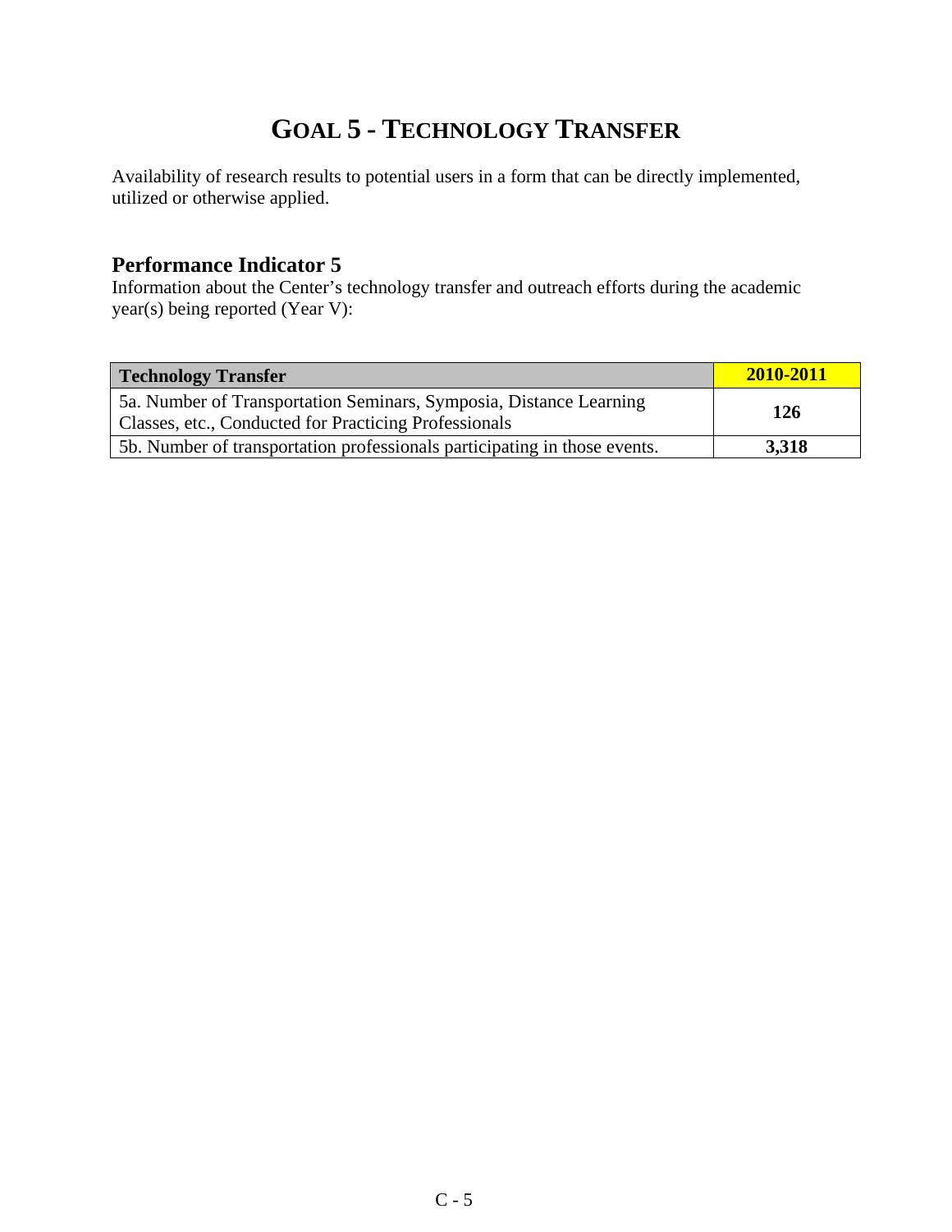# GOAL 5 - TECHNOLOGY TRANSFER

Availability of research results to potential users in a form that can be directly implemented, utilized or otherwise applied.

## Performance Indicator 5

Information about the Center's technology transfer and outreach efforts during the academic year(s) being reported (Year V):

| Technology Transfer | 2010-2011 |
|---|---|
| 5a. Number of Transportation Seminars, Symposia, Distance Learning Classes, etc., Conducted for Practicing Professionals | **126** |
| 5b. Number of transportation professionals participating in those events. | **3,318** |